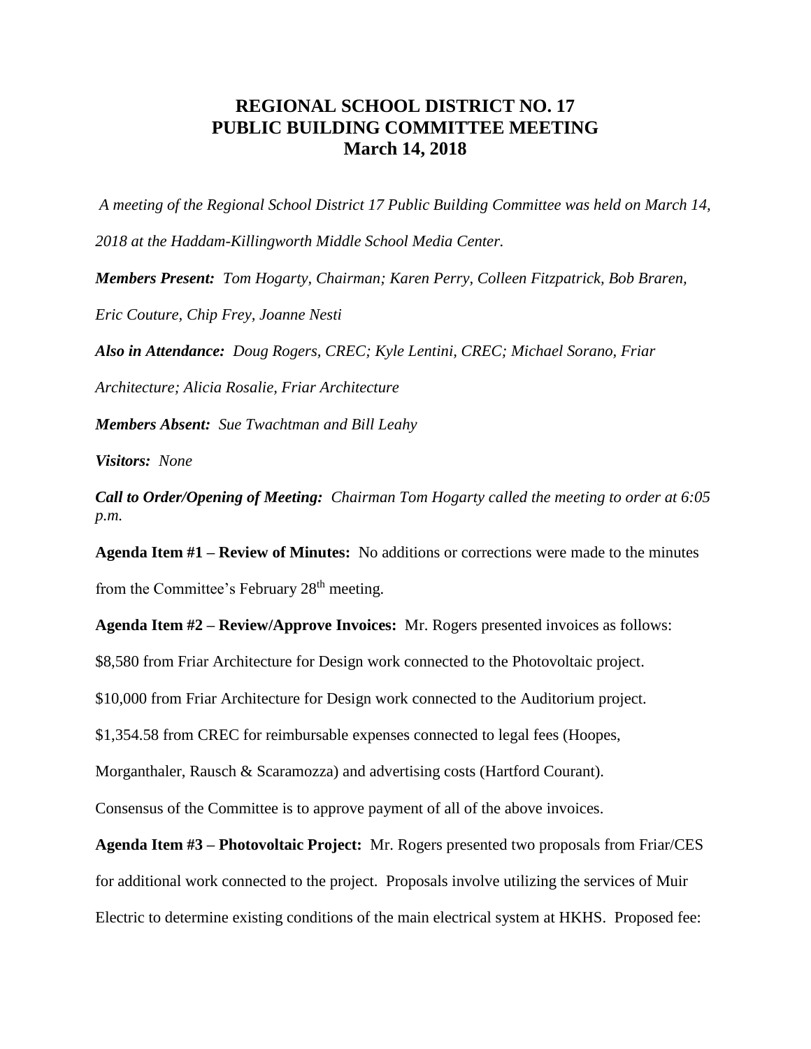# REGIONAL SCHOOL DISTRICT NO. 17
# PUBLIC BUILDING COMMITTEE MEETING
# March 14, 2018

*A meeting of the Regional School District 17 Public Building Committee was held on March 14, 2018 at the Haddam-Killingworth Middle School Media Center.*

***Members Present:*** *Tom Hogarty, Chairman; Karen Perry, Colleen Fitzpatrick, Bob Braren, Eric Couture, Chip Frey, Joanne Nesti*

***Also in Attendance:*** *Doug Rogers, CREC; Kyle Lentini, CREC; Michael Sorano, Friar Architecture; Alicia Rosalie, Friar Architecture*

***Members Absent:*** *Sue Twachtman and Bill Leahy*

***Visitors:*** *None*

***Call to Order/Opening of Meeting:*** *Chairman Tom Hogarty called the meeting to order at 6:05 p.m.*

**Agenda Item #1 – Review of Minutes:** No additions or corrections were made to the minutes from the Committee's February 28th meeting.

**Agenda Item #2 – Review/Approve Invoices:** Mr. Rogers presented invoices as follows:

$8,580 from Friar Architecture for Design work connected to the Photovoltaic project.

$10,000 from Friar Architecture for Design work connected to the Auditorium project.

$1,354.58 from CREC for reimbursable expenses connected to legal fees (Hoopes, Morganthaler, Rausch & Scaramozza) and advertising costs (Hartford Courant).

Consensus of the Committee is to approve payment of all of the above invoices.

**Agenda Item #3 – Photovoltaic Project:** Mr. Rogers presented two proposals from Friar/CES for additional work connected to the project. Proposals involve utilizing the services of Muir Electric to determine existing conditions of the main electrical system at HKHS. Proposed fee: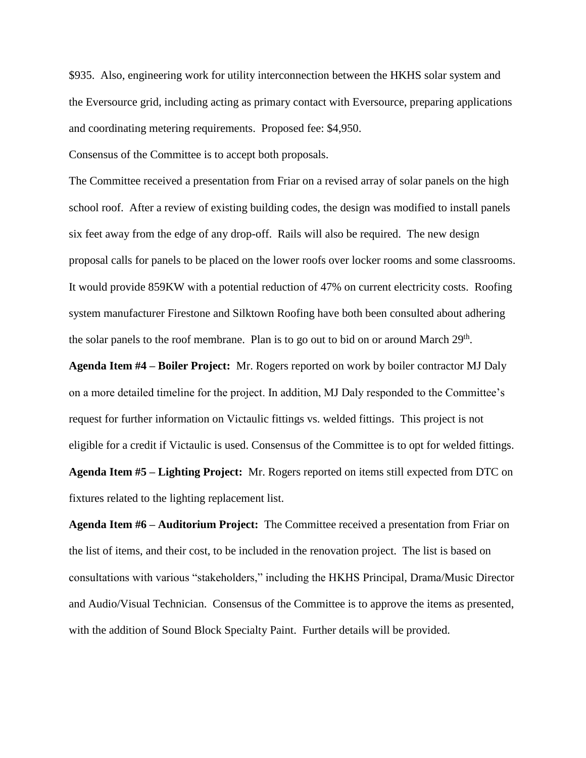\$935. Also, engineering work for utility interconnection between the HKHS solar system and the Eversource grid, including acting as primary contact with Eversource, preparing applications and coordinating metering requirements. Proposed fee: \$4,950.

Consensus of the Committee is to accept both proposals.

The Committee received a presentation from Friar on a revised array of solar panels on the high school roof. After a review of existing building codes, the design was modified to install panels six feet away from the edge of any drop-off. Rails will also be required. The new design proposal calls for panels to be placed on the lower roofs over locker rooms and some classrooms. It would provide 859KW with a potential reduction of 47% on current electricity costs. Roofing system manufacturer Firestone and Silktown Roofing have both been consulted about adhering the solar panels to the roof membrane. Plan is to go out to bid on or around March 29th.

**Agenda Item #4 – Boiler Project:** Mr. Rogers reported on work by boiler contractor MJ Daly on a more detailed timeline for the project. In addition, MJ Daly responded to the Committee's request for further information on Victaulic fittings vs. welded fittings. This project is not eligible for a credit if Victaulic is used. Consensus of the Committee is to opt for welded fittings.

**Agenda Item #5 – Lighting Project:** Mr. Rogers reported on items still expected from DTC on fixtures related to the lighting replacement list.

**Agenda Item #6 – Auditorium Project:** The Committee received a presentation from Friar on the list of items, and their cost, to be included in the renovation project. The list is based on consultations with various "stakeholders," including the HKHS Principal, Drama/Music Director and Audio/Visual Technician. Consensus of the Committee is to approve the items as presented, with the addition of Sound Block Specialty Paint. Further details will be provided.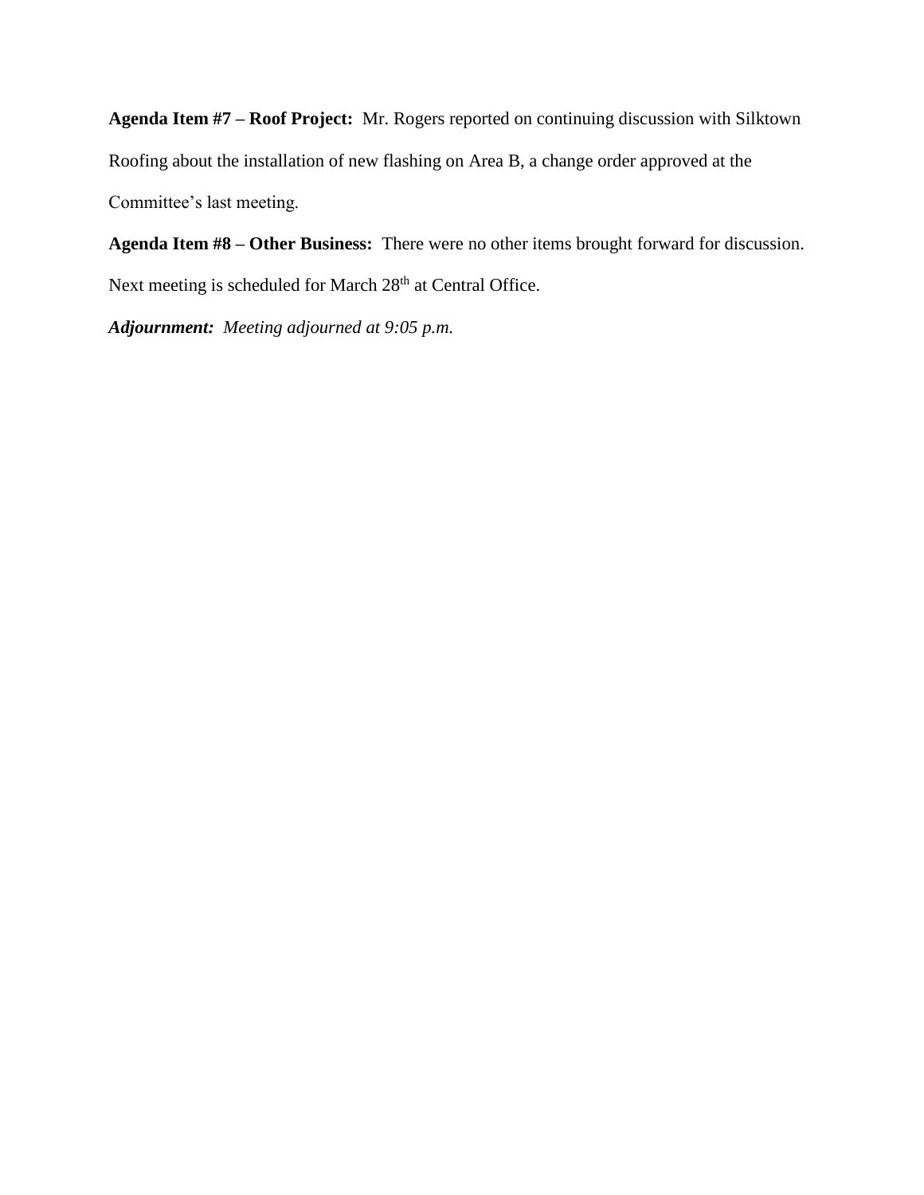**Agenda Item #7 – Roof Project:** Mr. Rogers reported on continuing discussion with Silktown Roofing about the installation of new flashing on Area B, a change order approved at the Committee's last meeting.

**Agenda Item #8 – Other Business:** There were no other items brought forward for discussion. Next meeting is scheduled for March 28th at Central Office.

***Adjournment:*** *Meeting adjourned at 9:05 p.m.*